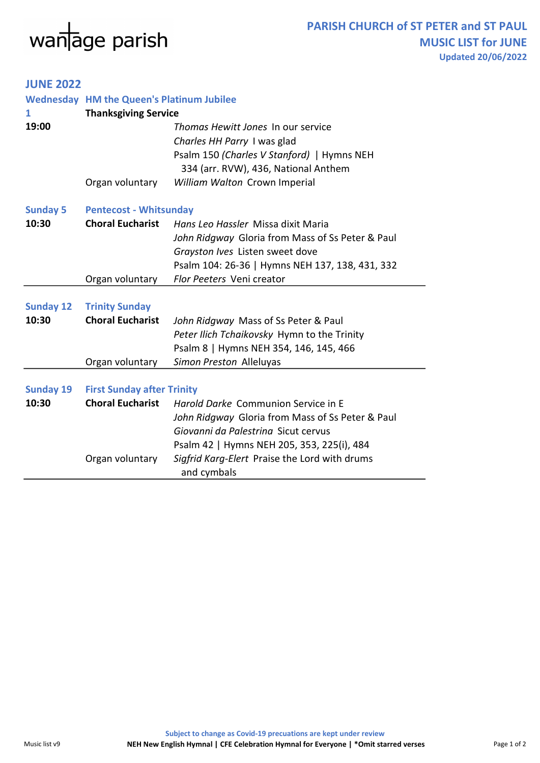wantage parish

# PARISH CHURCH of ST PETER and ST PAUL
## MUSIC LIST for JUNE
**Updated 20/06/2022**

## JUNE 2022

| Date | Service | Music |
|---|---|---|
| **Wednesday 1** | **HM the Queen's Platinum Jubilee** | |
| **19:00** | **Thanksgiving Service** | *Thomas Hewitt Jones* In our service |
| | | *Charles HH Parry* I was glad |
| | | Psalm 150 *(Charles V Stanford)* \| Hymns NEH 334 (arr. RVW), 436, National Anthem |
| | Organ voluntary | *William Walton* Crown Imperial |
| **Sunday 5** | **Pentecost - Whitsunday** | |
| **10:30** | **Choral Eucharist** | *Hans Leo Hassler* Missa dixit Maria |
| | | *John Ridgway* Gloria from Mass of Ss Peter & Paul |
| | | *Grayston Ives* Listen sweet dove |
| | | Psalm 104: 26-36 \| Hymns NEH 137, 138, 431, 332 |
| | Organ voluntary | *Flor Peeters* Veni creator |
| **Sunday 12** | **Trinity Sunday** | |
| **10:30** | **Choral Eucharist** | *John Ridgway* Mass of Ss Peter & Paul |
| | | *Peter Ilich Tchaikovsky* Hymn to the Trinity |
| | | Psalm 8 \| Hymns NEH 354, 146, 145, 466 |
| | Organ voluntary | *Simon Preston* Alleluyas |
| **Sunday 19** | **First Sunday after Trinity** | |
| **10:30** | **Choral Eucharist** | *Harold Darke* Communion Service in E |
| | | *John Ridgway* Gloria from Mass of Ss Peter & Paul |
| | | *Giovanni da Palestrina* Sicut cervus |
| | | Psalm 42 \| Hymns NEH 205, 353, 225(i), 484 |
| | Organ voluntary | *Sigfrid Karg-Elert* Praise the Lord with drums and cymbals |

**Subject to change as Covid-19 precautions are kept under review**

**NEH New English Hymnal | CFE Celebration Hymnal for Everyone | *Omit starred verses**

Music list v9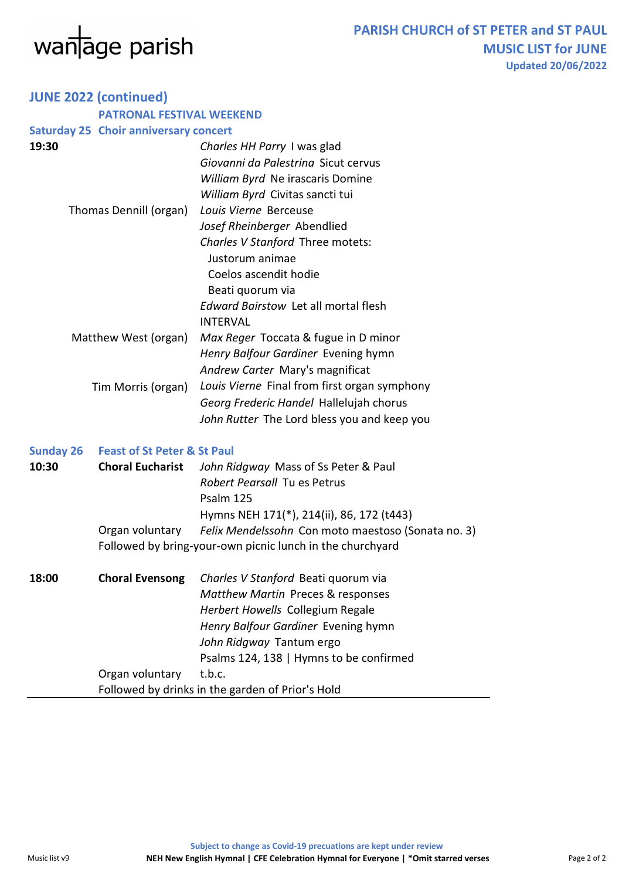wantage parish

**PARISH CHURCH of ST PETER and ST PAUL**
**MUSIC LIST for JUNE**
**Updated 20/06/2022**

## JUNE 2022 (continued)

### PATRONAL FESTIVAL WEEKEND

### Saturday 25 Choir anniversary concert

| | | |
|---|---|---|
| **19:30** | | *Charles HH Parry* I was glad |
| | | *Giovanni da Palestrina* Sicut cervus |
| | | *William Byrd* Ne irascaris Domine |
| | | *William Byrd* Civitas sancti tui |
| | Thomas Dennill (organ) | *Louis Vierne* Berceuse |
| | | *Josef Rheinberger* Abendlied |
| | | *Charles V Stanford* Three motets: |
| | | Justorum animae |
| | | Coelos ascendit hodie |
| | | Beati quorum via |
| | | *Edward Bairstow* Let all mortal flesh |
| | | INTERVAL |
| | Matthew West (organ) | *Max Reger* Toccata & fugue in D minor |
| | | *Henry Balfour Gardiner* Evening hymn |
| | | *Andrew Carter* Mary's magnificat |
| | Tim Morris (organ) | *Louis Vierne* Final from first organ symphony |
| | | *Georg Frederic Handel* Hallelujah chorus |
| | | *John Rutter* The Lord bless you and keep you |

### Sunday 26 Feast of St Peter & St Paul

| | | |
|---|---|---|
| **10:30** | **Choral Eucharist** | *John Ridgway* Mass of Ss Peter & Paul |
| | | *Robert Pearsall* Tu es Petrus |
| | | Psalm 125 |
| | | Hymns NEH 171(*), 214(ii), 86, 172 (t443) |
| | Organ voluntary | *Felix Mendelssohn* Con moto maestoso (Sonata no. 3) |
| | Followed by bring-your-own picnic lunch in the churchyard | |
| **18:00** | **Choral Evensong** | *Charles V Stanford* Beati quorum via |
| | | *Matthew Martin* Preces & responses |
| | | *Herbert Howells* Collegium Regale |
| | | *Henry Balfour Gardiner* Evening hymn |
| | | *John Ridgway* Tantum ergo |
| | | Psalms 124, 138 \| Hymns to be confirmed |
| | Organ voluntary | t.b.c. |
| | Followed by drinks in the garden of Prior's Hold | |

**Subject to change as Covid-19 precautions are kept under review**

Music list v9

**NEH New English Hymnal | CFE Celebration Hymnal for Everyone | *Omit starred verses**